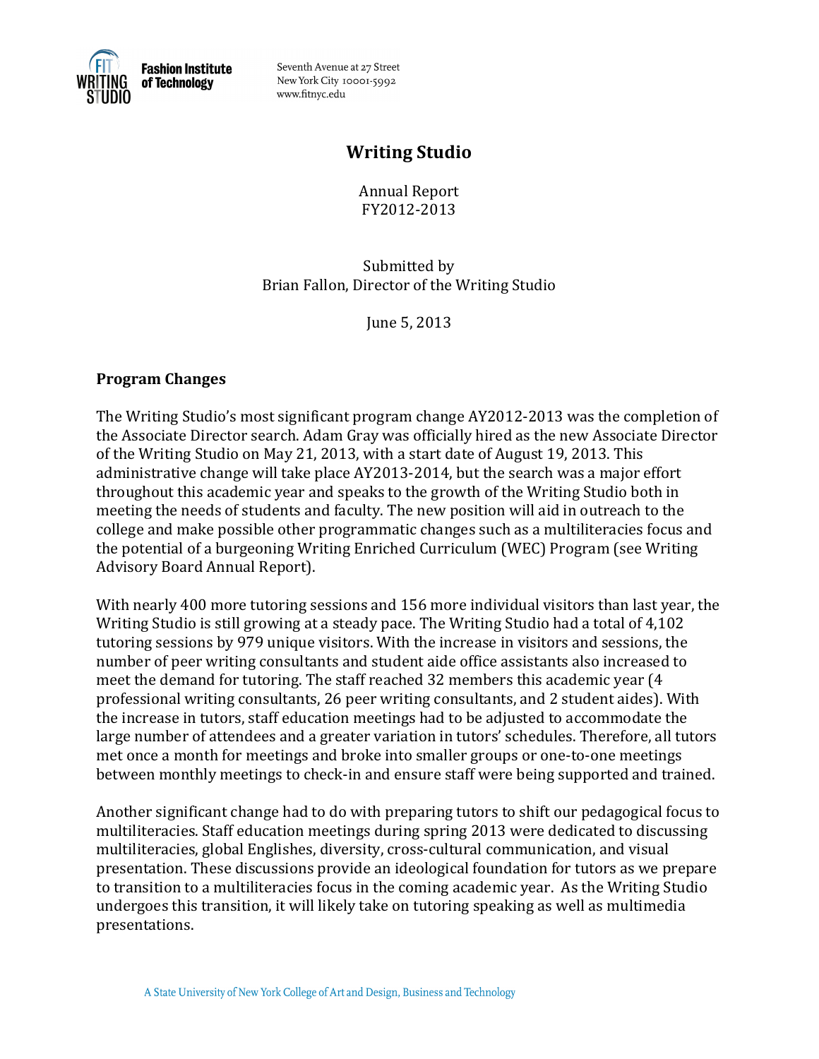Fashion Institute of Technology

Seventh Avenue at 27 Street
New York City 10001-5992
www.fitnyc.edu

# Writing Studio

Annual Report
FY2012-2013

Submitted by
Brian Fallon, Director of the Writing Studio

June 5, 2013

## Program Changes

The Writing Studio's most significant program change AY2012-2013 was the completion of the Associate Director search. Adam Gray was officially hired as the new Associate Director of the Writing Studio on May 21, 2013, with a start date of August 19, 2013. This administrative change will take place AY2013-2014, but the search was a major effort throughout this academic year and speaks to the growth of the Writing Studio both in meeting the needs of students and faculty. The new position will aid in outreach to the college and make possible other programmatic changes such as a multiliteracies focus and the potential of a burgeoning Writing Enriched Curriculum (WEC) Program (see Writing Advisory Board Annual Report).

With nearly 400 more tutoring sessions and 156 more individual visitors than last year, the Writing Studio is still growing at a steady pace. The Writing Studio had a total of 4,102 tutoring sessions by 979 unique visitors. With the increase in visitors and sessions, the number of peer writing consultants and student aide office assistants also increased to meet the demand for tutoring. The staff reached 32 members this academic year (4 professional writing consultants, 26 peer writing consultants, and 2 student aides). With the increase in tutors, staff education meetings had to be adjusted to accommodate the large number of attendees and a greater variation in tutors' schedules. Therefore, all tutors met once a month for meetings and broke into smaller groups or one-to-one meetings between monthly meetings to check-in and ensure staff were being supported and trained.

Another significant change had to do with preparing tutors to shift our pedagogical focus to multiliteracies. Staff education meetings during spring 2013 were dedicated to discussing multiliteracies, global Englishes, diversity, cross-cultural communication, and visual presentation. These discussions provide an ideological foundation for tutors as we prepare to transition to a multiliteracies focus in the coming academic year. As the Writing Studio undergoes this transition, it will likely take on tutoring speaking as well as multimedia presentations.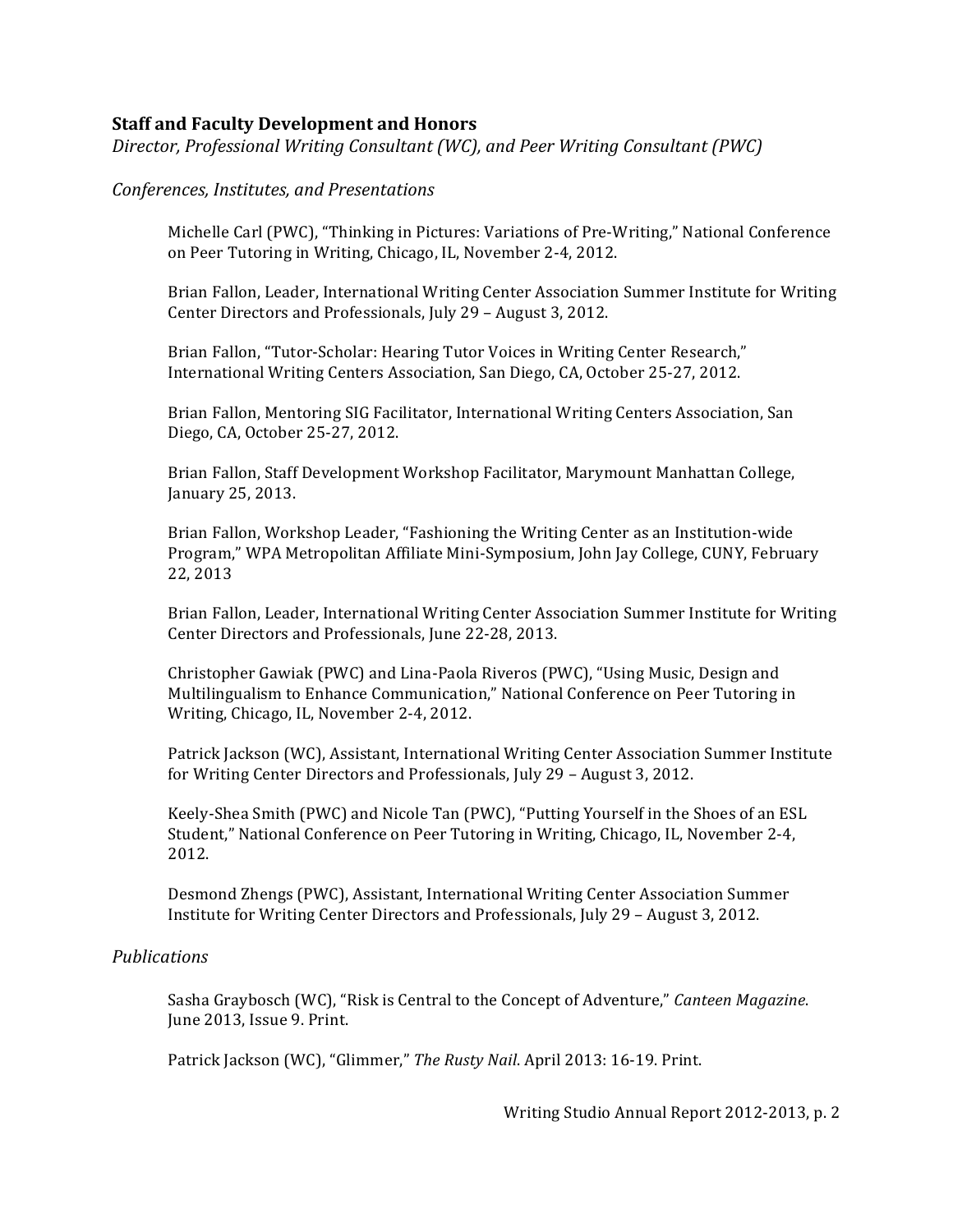## Staff and Faculty Development and Honors

*Director, Professional Writing Consultant (WC), and Peer Writing Consultant (PWC)*

### *Conferences, Institutes, and Presentations*

Michelle Carl (PWC), "Thinking in Pictures: Variations of Pre-Writing," National Conference on Peer Tutoring in Writing, Chicago, IL, November 2-4, 2012.

Brian Fallon, Leader, International Writing Center Association Summer Institute for Writing Center Directors and Professionals, July 29 – August 3, 2012.

Brian Fallon, "Tutor-Scholar: Hearing Tutor Voices in Writing Center Research," International Writing Centers Association, San Diego, CA, October 25-27, 2012.

Brian Fallon, Mentoring SIG Facilitator, International Writing Centers Association, San Diego, CA, October 25-27, 2012.

Brian Fallon, Staff Development Workshop Facilitator, Marymount Manhattan College, January 25, 2013.

Brian Fallon, Workshop Leader, "Fashioning the Writing Center as an Institution-wide Program," WPA Metropolitan Affiliate Mini-Symposium, John Jay College, CUNY, February 22, 2013

Brian Fallon, Leader, International Writing Center Association Summer Institute for Writing Center Directors and Professionals, June 22-28, 2013.

Christopher Gawiak (PWC) and Lina-Paola Riveros (PWC), "Using Music, Design and Multilingualism to Enhance Communication," National Conference on Peer Tutoring in Writing, Chicago, IL, November 2-4, 2012.

Patrick Jackson (WC), Assistant, International Writing Center Association Summer Institute for Writing Center Directors and Professionals, July 29 – August 3, 2012.

Keely-Shea Smith (PWC) and Nicole Tan (PWC), "Putting Yourself in the Shoes of an ESL Student," National Conference on Peer Tutoring in Writing, Chicago, IL, November 2-4, 2012.

Desmond Zhengs (PWC), Assistant, International Writing Center Association Summer Institute for Writing Center Directors and Professionals, July 29 – August 3, 2012.

### *Publications*

Sasha Graybosch (WC), "Risk is Central to the Concept of Adventure," *Canteen Magazine*. June 2013, Issue 9. Print.

Patrick Jackson (WC), "Glimmer," *The Rusty Nail*. April 2013: 16-19. Print.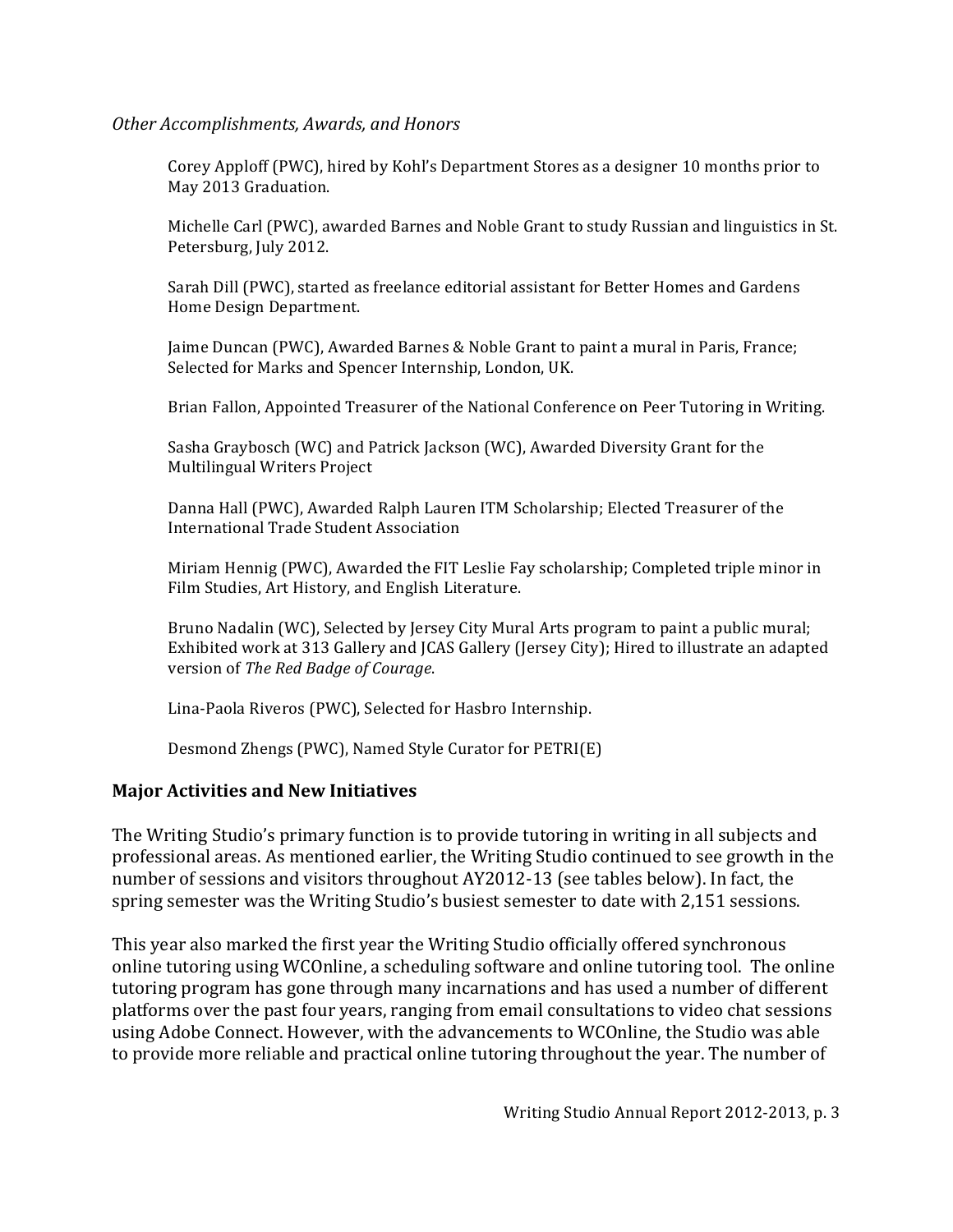*Other Accomplishments, Awards, and Honors*

Corey Apploff (PWC), hired by Kohl's Department Stores as a designer 10 months prior to May 2013 Graduation.

Michelle Carl (PWC), awarded Barnes and Noble Grant to study Russian and linguistics in St. Petersburg, July 2012.

Sarah Dill (PWC), started as freelance editorial assistant for Better Homes and Gardens Home Design Department.

Jaime Duncan (PWC), Awarded Barnes & Noble Grant to paint a mural in Paris, France; Selected for Marks and Spencer Internship, London, UK.

Brian Fallon, Appointed Treasurer of the National Conference on Peer Tutoring in Writing.

Sasha Graybosch (WC) and Patrick Jackson (WC), Awarded Diversity Grant for the Multilingual Writers Project

Danna Hall (PWC), Awarded Ralph Lauren ITM Scholarship; Elected Treasurer of the International Trade Student Association

Miriam Hennig (PWC), Awarded the FIT Leslie Fay scholarship; Completed triple minor in Film Studies, Art History, and English Literature.

Bruno Nadalin (WC), Selected by Jersey City Mural Arts program to paint a public mural; Exhibited work at 313 Gallery and JCAS Gallery (Jersey City); Hired to illustrate an adapted version of *The Red Badge of Courage*.

Lina-Paola Riveros (PWC), Selected for Hasbro Internship.

Desmond Zhengs (PWC), Named Style Curator for PETRI(E)

## Major Activities and New Initiatives

The Writing Studio's primary function is to provide tutoring in writing in all subjects and professional areas. As mentioned earlier, the Writing Studio continued to see growth in the number of sessions and visitors throughout AY2012-13 (see tables below). In fact, the spring semester was the Writing Studio's busiest semester to date with 2,151 sessions.

This year also marked the first year the Writing Studio officially offered synchronous online tutoring using WCOnline, a scheduling software and online tutoring tool. The online tutoring program has gone through many incarnations and has used a number of different platforms over the past four years, ranging from email consultations to video chat sessions using Adobe Connect. However, with the advancements to WCOnline, the Studio was able to provide more reliable and practical online tutoring throughout the year. The number of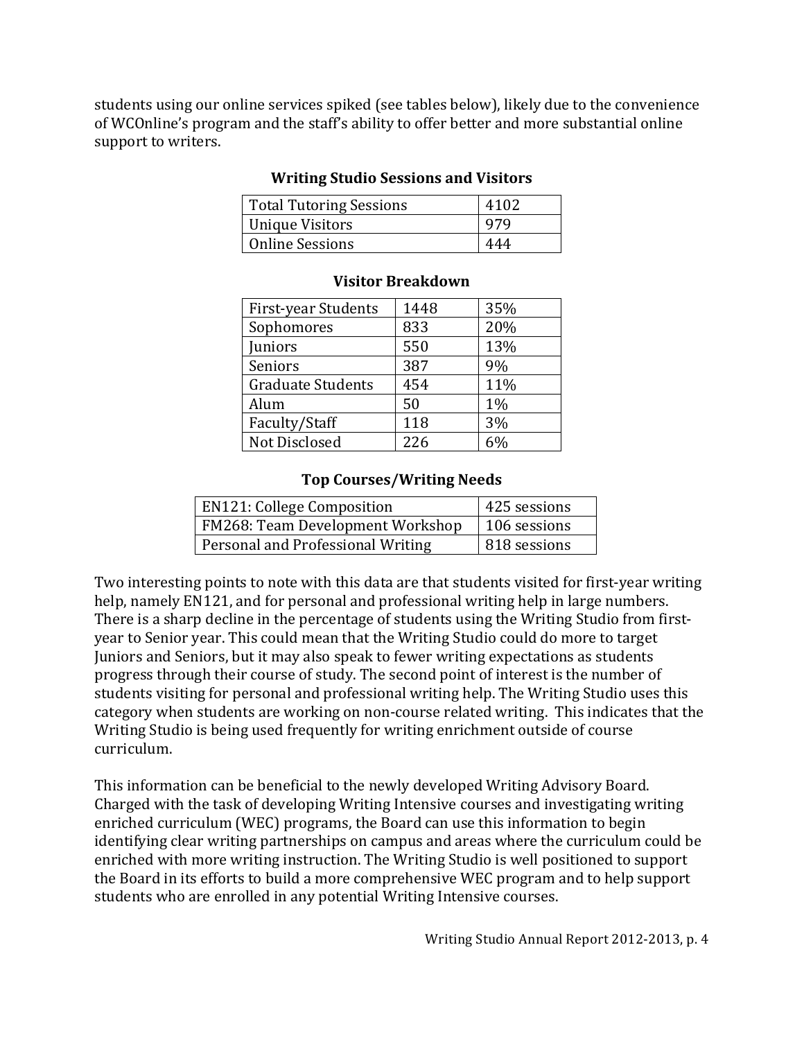students using our online services spiked (see tables below), likely due to the convenience of WCOnline's program and the staff's ability to offer better and more substantial online support to writers.

**Writing Studio Sessions and Visitors**

| | |
|---|---|
| Total Tutoring Sessions | 4102 |
| Unique Visitors | 979 |
| Online Sessions | 444 |

**Visitor Breakdown**

| | | |
|---|---|---|
| First-year Students | 1448 | 35% |
| Sophomores | 833 | 20% |
| Juniors | 550 | 13% |
| Seniors | 387 | 9% |
| Graduate Students | 454 | 11% |
| Alum | 50 | 1% |
| Faculty/Staff | 118 | 3% |
| Not Disclosed | 226 | 6% |

**Top Courses/Writing Needs**

| | |
|---|---|
| EN121: College Composition | 425 sessions |
| FM268: Team Development Workshop | 106 sessions |
| Personal and Professional Writing | 818 sessions |

Two interesting points to note with this data are that students visited for first-year writing help, namely EN121, and for personal and professional writing help in large numbers. There is a sharp decline in the percentage of students using the Writing Studio from first-year to Senior year. This could mean that the Writing Studio could do more to target Juniors and Seniors, but it may also speak to fewer writing expectations as students progress through their course of study. The second point of interest is the number of students visiting for personal and professional writing help. The Writing Studio uses this category when students are working on non-course related writing. This indicates that the Writing Studio is being used frequently for writing enrichment outside of course curriculum.

This information can be beneficial to the newly developed Writing Advisory Board. Charged with the task of developing Writing Intensive courses and investigating writing enriched curriculum (WEC) programs, the Board can use this information to begin identifying clear writing partnerships on campus and areas where the curriculum could be enriched with more writing instruction. The Writing Studio is well positioned to support the Board in its efforts to build a more comprehensive WEC program and to help support students who are enrolled in any potential Writing Intensive courses.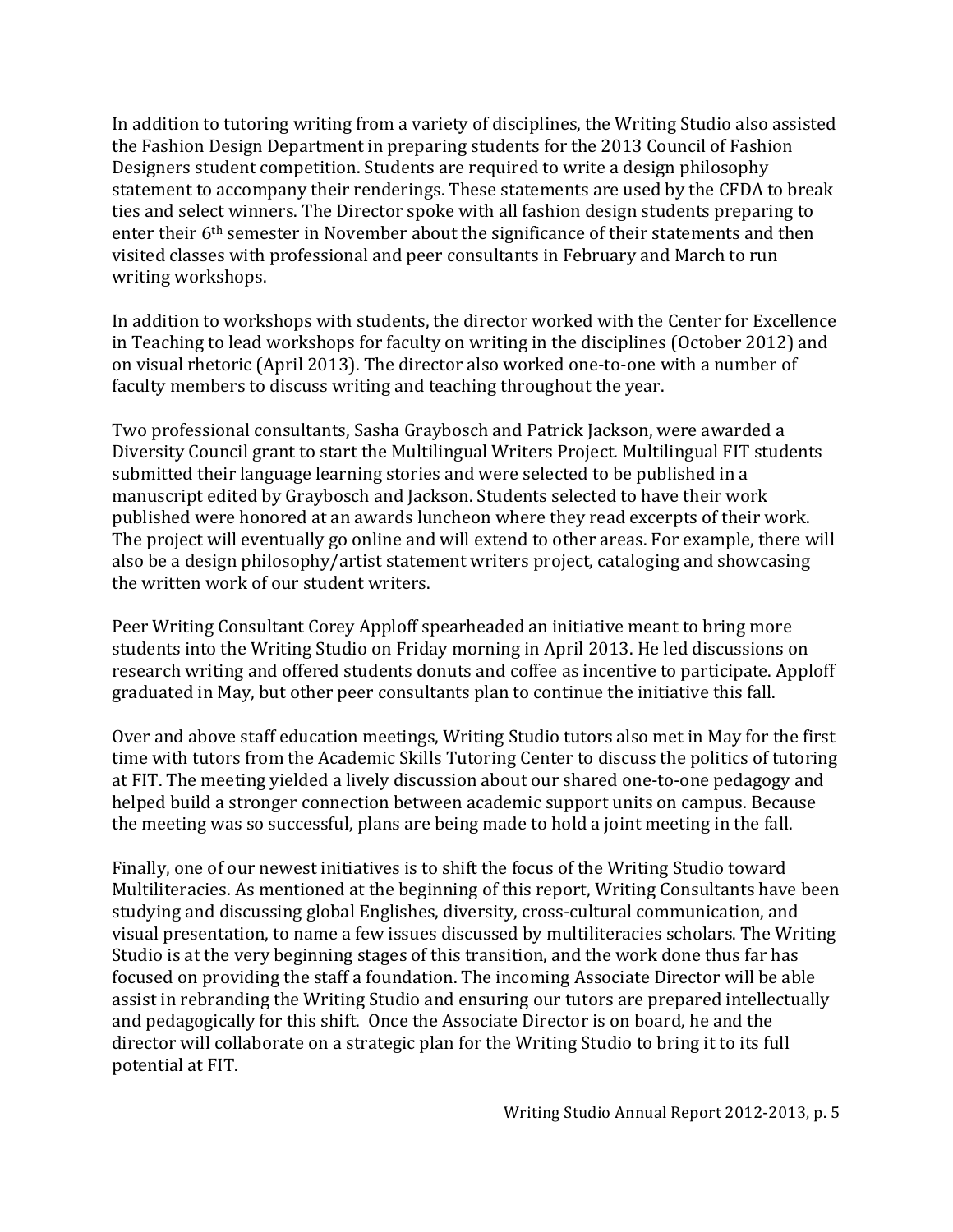In addition to tutoring writing from a variety of disciplines, the Writing Studio also assisted the Fashion Design Department in preparing students for the 2013 Council of Fashion Designers student competition. Students are required to write a design philosophy statement to accompany their renderings. These statements are used by the CFDA to break ties and select winners. The Director spoke with all fashion design students preparing to enter their 6th semester in November about the significance of their statements and then visited classes with professional and peer consultants in February and March to run writing workshops.

In addition to workshops with students, the director worked with the Center for Excellence in Teaching to lead workshops for faculty on writing in the disciplines (October 2012) and on visual rhetoric (April 2013). The director also worked one-to-one with a number of faculty members to discuss writing and teaching throughout the year.

Two professional consultants, Sasha Graybosch and Patrick Jackson, were awarded a Diversity Council grant to start the Multilingual Writers Project. Multilingual FIT students submitted their language learning stories and were selected to be published in a manuscript edited by Graybosch and Jackson. Students selected to have their work published were honored at an awards luncheon where they read excerpts of their work. The project will eventually go online and will extend to other areas. For example, there will also be a design philosophy/artist statement writers project, cataloging and showcasing the written work of our student writers.

Peer Writing Consultant Corey Apploff spearheaded an initiative meant to bring more students into the Writing Studio on Friday morning in April 2013. He led discussions on research writing and offered students donuts and coffee as incentive to participate. Apploff graduated in May, but other peer consultants plan to continue the initiative this fall.

Over and above staff education meetings, Writing Studio tutors also met in May for the first time with tutors from the Academic Skills Tutoring Center to discuss the politics of tutoring at FIT. The meeting yielded a lively discussion about our shared one-to-one pedagogy and helped build a stronger connection between academic support units on campus. Because the meeting was so successful, plans are being made to hold a joint meeting in the fall.

Finally, one of our newest initiatives is to shift the focus of the Writing Studio toward Multiliteracies. As mentioned at the beginning of this report, Writing Consultants have been studying and discussing global Englishes, diversity, cross-cultural communication, and visual presentation, to name a few issues discussed by multiliteracies scholars. The Writing Studio is at the very beginning stages of this transition, and the work done thus far has focused on providing the staff a foundation. The incoming Associate Director will be able assist in rebranding the Writing Studio and ensuring our tutors are prepared intellectually and pedagogically for this shift. Once the Associate Director is on board, he and the director will collaborate on a strategic plan for the Writing Studio to bring it to its full potential at FIT.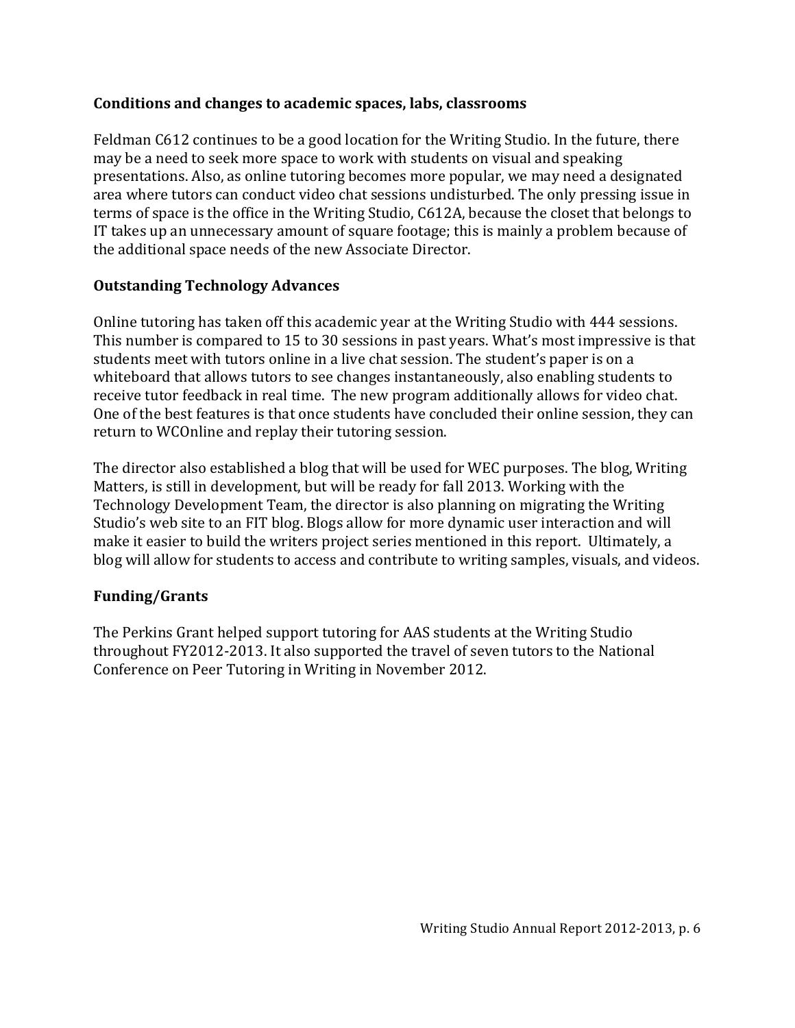**Conditions and changes to academic spaces, labs, classrooms**

Feldman C612 continues to be a good location for the Writing Studio. In the future, there may be a need to seek more space to work with students on visual and speaking presentations. Also, as online tutoring becomes more popular, we may need a designated area where tutors can conduct video chat sessions undisturbed. The only pressing issue in terms of space is the office in the Writing Studio, C612A, because the closet that belongs to IT takes up an unnecessary amount of square footage; this is mainly a problem because of the additional space needs of the new Associate Director.

**Outstanding Technology Advances**

Online tutoring has taken off this academic year at the Writing Studio with 444 sessions. This number is compared to 15 to 30 sessions in past years. What's most impressive is that students meet with tutors online in a live chat session. The student's paper is on a whiteboard that allows tutors to see changes instantaneously, also enabling students to receive tutor feedback in real time. The new program additionally allows for video chat. One of the best features is that once students have concluded their online session, they can return to WCOnline and replay their tutoring session.

The director also established a blog that will be used for WEC purposes. The blog, Writing Matters, is still in development, but will be ready for fall 2013. Working with the Technology Development Team, the director is also planning on migrating the Writing Studio's web site to an FIT blog. Blogs allow for more dynamic user interaction and will make it easier to build the writers project series mentioned in this report. Ultimately, a blog will allow for students to access and contribute to writing samples, visuals, and videos.

**Funding/Grants**

The Perkins Grant helped support tutoring for AAS students at the Writing Studio throughout FY2012-2013. It also supported the travel of seven tutors to the National Conference on Peer Tutoring in Writing in November 2012.